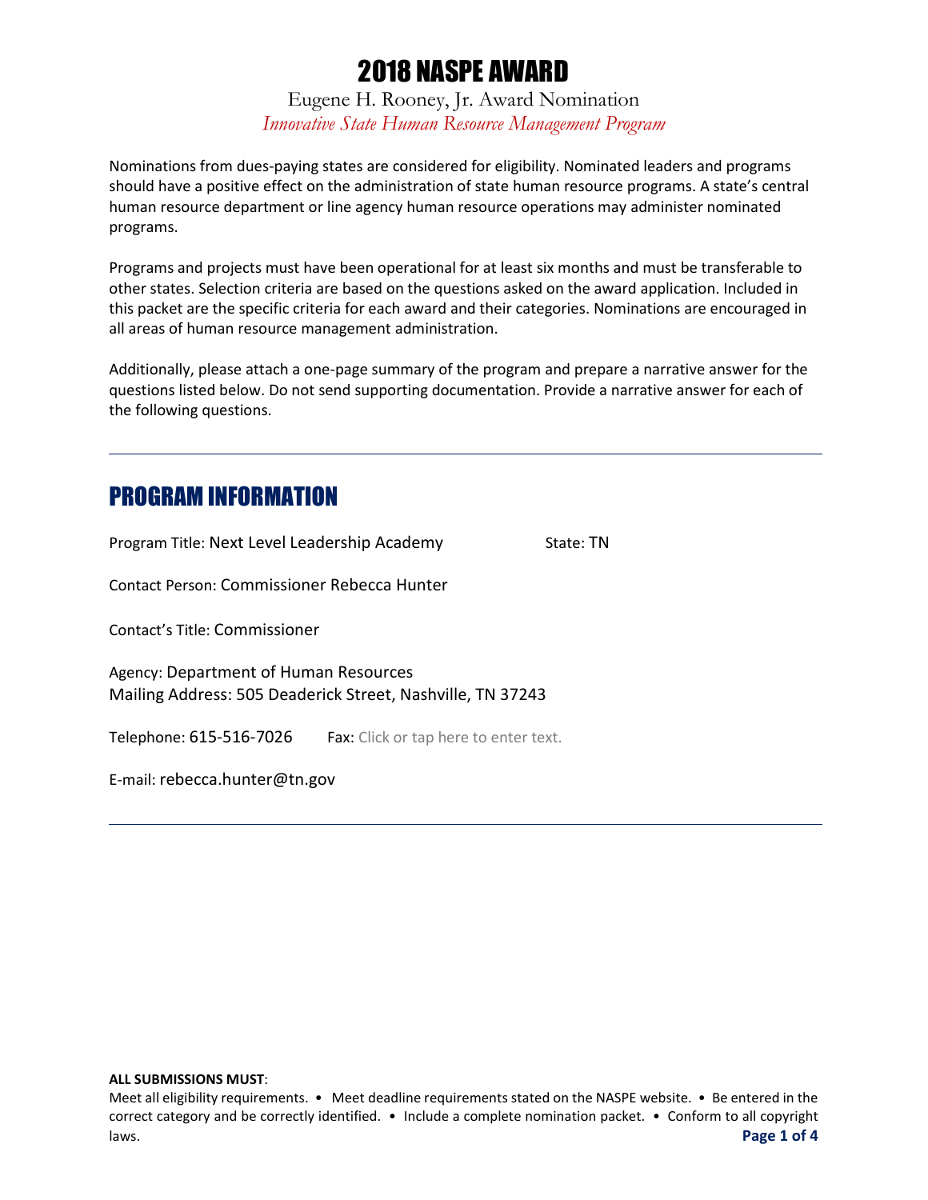# 2018 NASPE AWARD

Eugene H. Rooney, Jr. Award Nomination

*Innovative State Human Resource Management Program*

Nominations from dues-paying states are considered for eligibility. Nominated leaders and programs should have a positive effect on the administration of state human resource programs. A state's central human resource department or line agency human resource operations may administer nominated programs.

Programs and projects must have been operational for at least six months and must be transferable to other states. Selection criteria are based on the questions asked on the award application. Included in this packet are the specific criteria for each award and their categories. Nominations are encouraged in all areas of human resource management administration.

Additionally, please attach a one-page summary of the program and prepare a narrative answer for the questions listed below. Do not send supporting documentation. Provide a narrative answer for each of the following questions.

---

## PROGRAM INFORMATION

Program Title: Next Level Leadership Academy State: TN

Contact Person: Commissioner Rebecca Hunter

Contact's Title: Commissioner

Agency: Department of Human Resources
Mailing Address: 505 Deaderick Street, Nashville, TN 37243

Telephone: 615-516-7026 Fax: Click or tap here to enter text.

E-mail: rebecca.hunter@tn.gov

---

**ALL SUBMISSIONS MUST**:

Meet all eligibility requirements. • Meet deadline requirements stated on the NASPE website. • Be entered in the correct category and be correctly identified. • Include a complete nomination packet. • Conform to all copyright laws.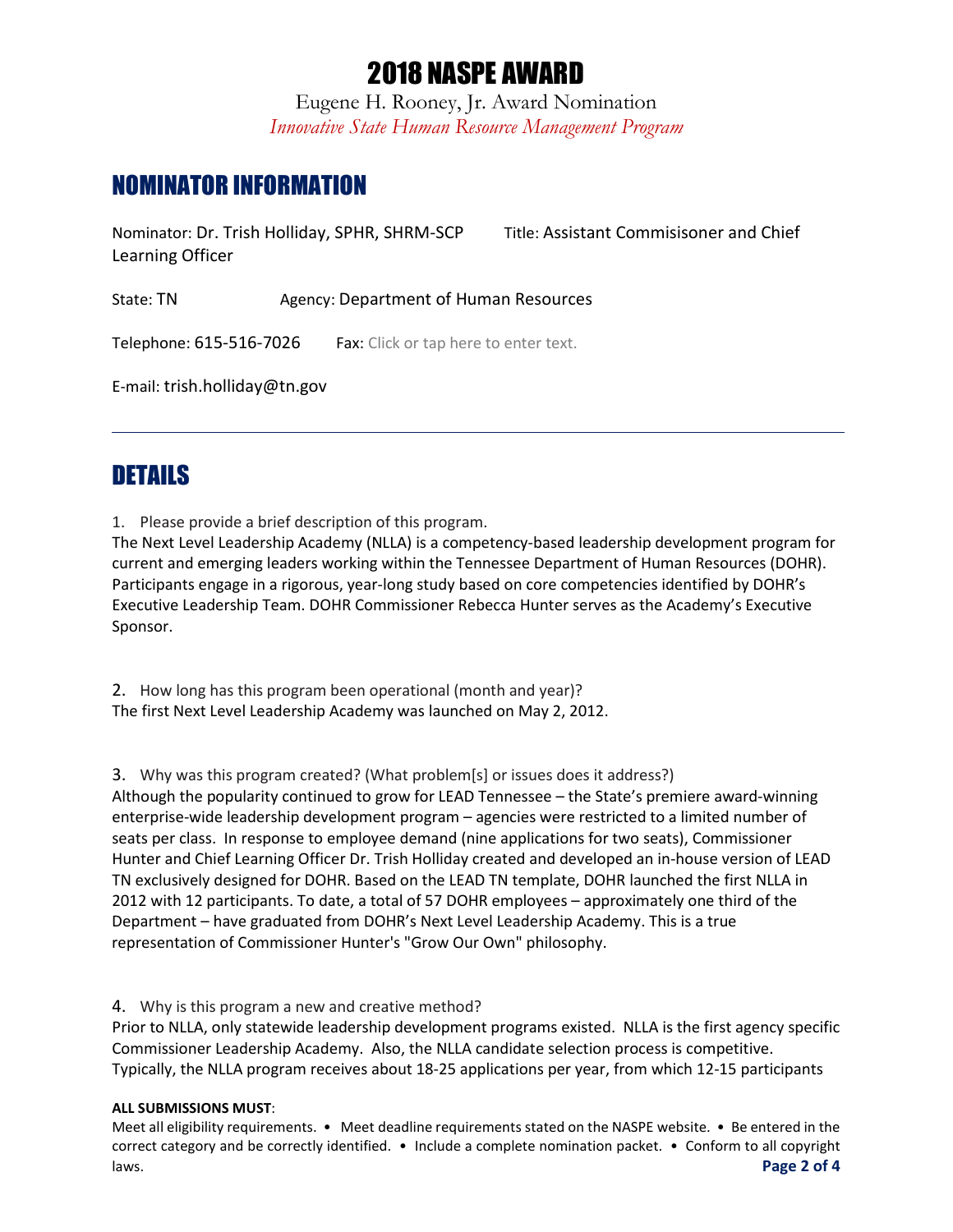# 2018 NASPE AWARD

Eugene H. Rooney, Jr. Award Nomination

*Innovative State Human Resource Management Program*

## NOMINATOR INFORMATION

Nominator: Dr. Trish Holliday, SPHR, SHRM-SCP Title: Assistant Commisisoner and Chief Learning Officer

State: TN Agency: Department of Human Resources

Telephone: 615-516-7026 Fax: Click or tap here to enter text.

E-mail: trish.holliday@tn.gov

## DETAILS

1. Please provide a brief description of this program.

The Next Level Leadership Academy (NLLA) is a competency-based leadership development program for current and emerging leaders working within the Tennessee Department of Human Resources (DOHR). Participants engage in a rigorous, year-long study based on core competencies identified by DOHR's Executive Leadership Team. DOHR Commissioner Rebecca Hunter serves as the Academy's Executive Sponsor.

2. How long has this program been operational (month and year)?

The first Next Level Leadership Academy was launched on May 2, 2012.

3. Why was this program created? (What problem[s] or issues does it address?)

Although the popularity continued to grow for LEAD Tennessee – the State's premiere award-winning enterprise-wide leadership development program – agencies were restricted to a limited number of seats per class. In response to employee demand (nine applications for two seats), Commissioner Hunter and Chief Learning Officer Dr. Trish Holliday created and developed an in-house version of LEAD TN exclusively designed for DOHR. Based on the LEAD TN template, DOHR launched the first NLLA in 2012 with 12 participants. To date, a total of 57 DOHR employees – approximately one third of the Department – have graduated from DOHR's Next Level Leadership Academy. This is a true representation of Commissioner Hunter's "Grow Our Own" philosophy.

4. Why is this program a new and creative method?

Prior to NLLA, only statewide leadership development programs existed. NLLA is the first agency specific Commissioner Leadership Academy. Also, the NLLA candidate selection process is competitive. Typically, the NLLA program receives about 18-25 applications per year, from which 12-15 participants

**ALL SUBMISSIONS MUST**:

Meet all eligibility requirements. • Meet deadline requirements stated on the NASPE website. • Be entered in the correct category and be correctly identified. • Include a complete nomination packet. • Conform to all copyright laws.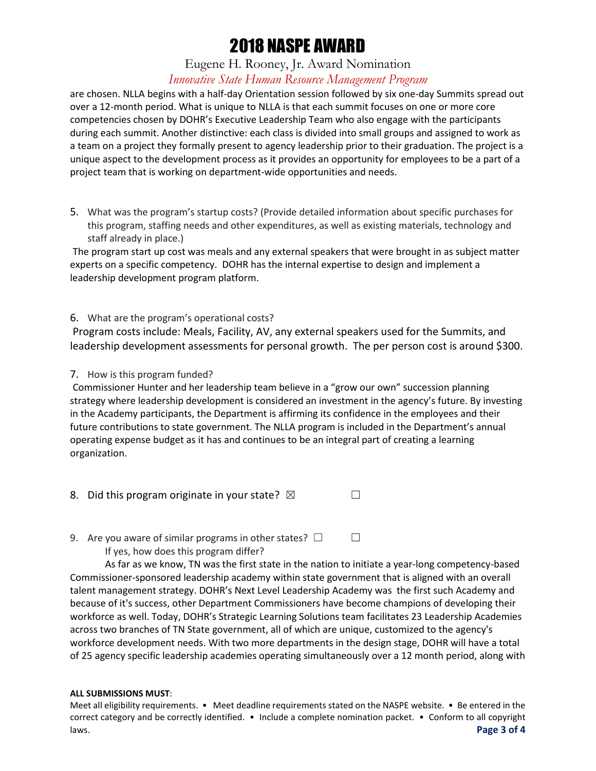are chosen. NLLA begins with a half-day Orientation session followed by six one-day Summits spread out over a 12-month period. What is unique to NLLA is that each summit focuses on one or more core competencies chosen by DOHR's Executive Leadership Team who also engage with the participants during each summit. Another distinctive: each class is divided into small groups and assigned to work as a team on a project they formally present to agency leadership prior to their graduation. The project is a unique aspect to the development process as it provides an opportunity for employees to be a part of a project team that is working on department-wide opportunities and needs.

5. What was the program's startup costs? (Provide detailed information about specific purchases for this program, staffing needs and other expenditures, as well as existing materials, technology and staff already in place.)

The program start up cost was meals and any external speakers that were brought in as subject matter experts on a specific competency. DOHR has the internal expertise to design and implement a leadership development program platform.

6. What are the program's operational costs?

Program costs include: Meals, Facility, AV, any external speakers used for the Summits, and leadership development assessments for personal growth. The per person cost is around $300.

7. How is this program funded?

Commissioner Hunter and her leadership team believe in a "grow our own" succession planning strategy where leadership development is considered an investment in the agency's future. By investing in the Academy participants, the Department is affirming its confidence in the employees and their future contributions to state government. The NLLA program is included in the Department's annual operating expense budget as it has and continues to be an integral part of creating a learning organization.

8. Did this program originate in your state? ☒ ☐

9. Are you aware of similar programs in other states? ☐ ☐

If yes, how does this program differ?

As far as we know, TN was the first state in the nation to initiate a year-long competency-based Commissioner-sponsored leadership academy within state government that is aligned with an overall talent management strategy. DOHR's Next Level Leadership Academy was the first such Academy and because of it's success, other Department Commissioners have become champions of developing their workforce as well. Today, DOHR's Strategic Learning Solutions team facilitates 23 Leadership Academies across two branches of TN State government, all of which are unique, customized to the agency's workforce development needs. With two more departments in the design stage, DOHR will have a total of 25 agency specific leadership academies operating simultaneously over a 12 month period, along with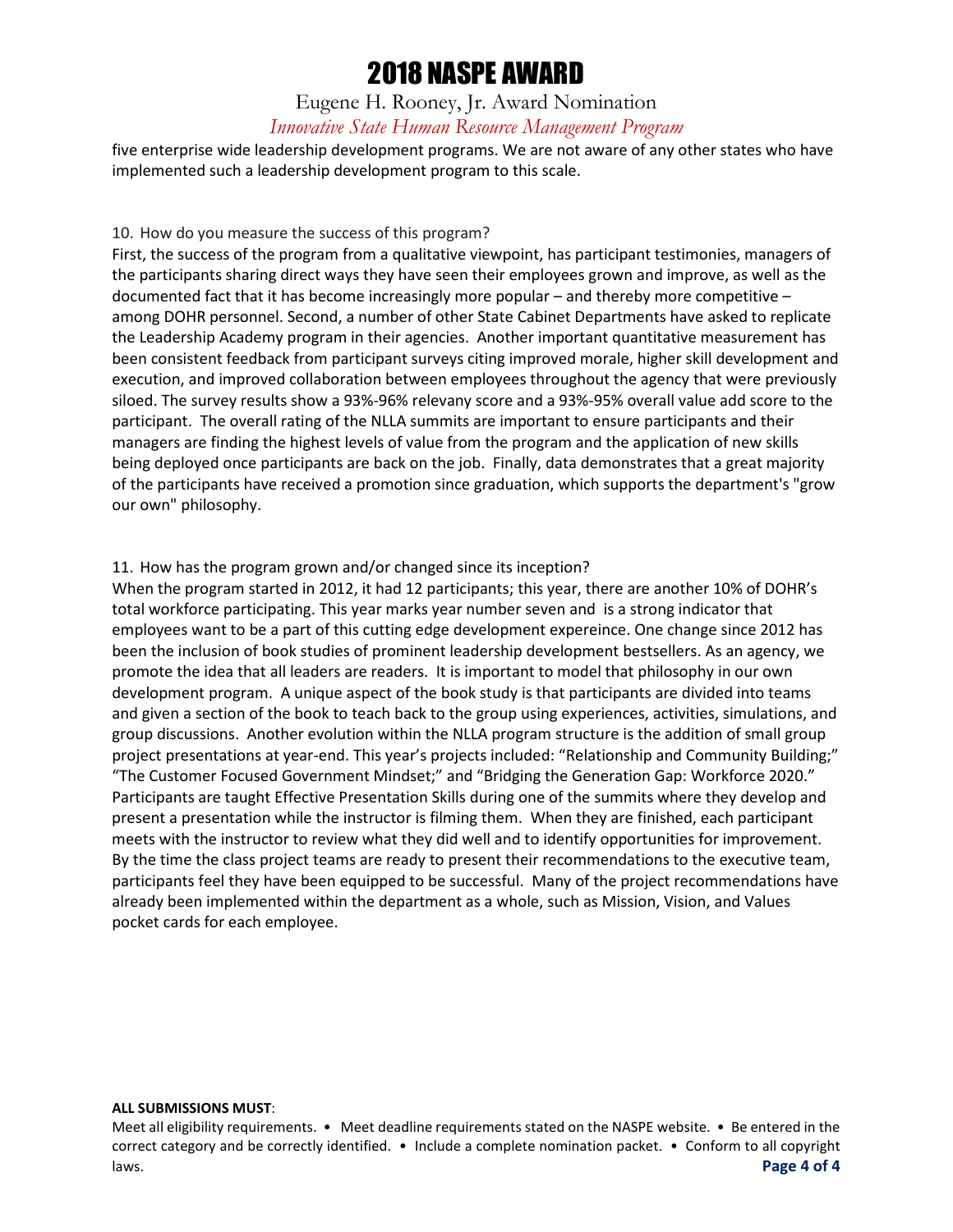five enterprise wide leadership development programs. We are not aware of any other states who have implemented such a leadership development program to this scale.

10. How do you measure the success of this program?

First, the success of the program from a qualitative viewpoint, has participant testimonies, managers of the participants sharing direct ways they have seen their employees grown and improve, as well as the documented fact that it has become increasingly more popular – and thereby more competitive – among DOHR personnel. Second, a number of other State Cabinet Departments have asked to replicate the Leadership Academy program in their agencies. Another important quantitative measurement has been consistent feedback from participant surveys citing improved morale, higher skill development and execution, and improved collaboration between employees throughout the agency that were previously siloed. The survey results show a 93%-96% relevany score and a 93%-95% overall value add score to the participant. The overall rating of the NLLA summits are important to ensure participants and their managers are finding the highest levels of value from the program and the application of new skills being deployed once participants are back on the job. Finally, data demonstrates that a great majority of the participants have received a promotion since graduation, which supports the department's "grow our own" philosophy.

11. How has the program grown and/or changed since its inception?

When the program started in 2012, it had 12 participants; this year, there are another 10% of DOHR's total workforce participating. This year marks year number seven and is a strong indicator that employees want to be a part of this cutting edge development expereince. One change since 2012 has been the inclusion of book studies of prominent leadership development bestsellers. As an agency, we promote the idea that all leaders are readers. It is important to model that philosophy in our own development program. A unique aspect of the book study is that participants are divided into teams and given a section of the book to teach back to the group using experiences, activities, simulations, and group discussions. Another evolution within the NLLA program structure is the addition of small group project presentations at year-end. This year's projects included: "Relationship and Community Building;" "The Customer Focused Government Mindset;" and "Bridging the Generation Gap: Workforce 2020." Participants are taught Effective Presentation Skills during one of the summits where they develop and present a presentation while the instructor is filming them. When they are finished, each participant meets with the instructor to review what they did well and to identify opportunities for improvement. By the time the class project teams are ready to present their recommendations to the executive team, participants feel they have been equipped to be successful. Many of the project recommendations have already been implemented within the department as a whole, such as Mission, Vision, and Values pocket cards for each employee.

**ALL SUBMISSIONS MUST**:

Meet all eligibility requirements. • Meet deadline requirements stated on the NASPE website. • Be entered in the correct category and be correctly identified. • Include a complete nomination packet. • Conform to all copyright laws.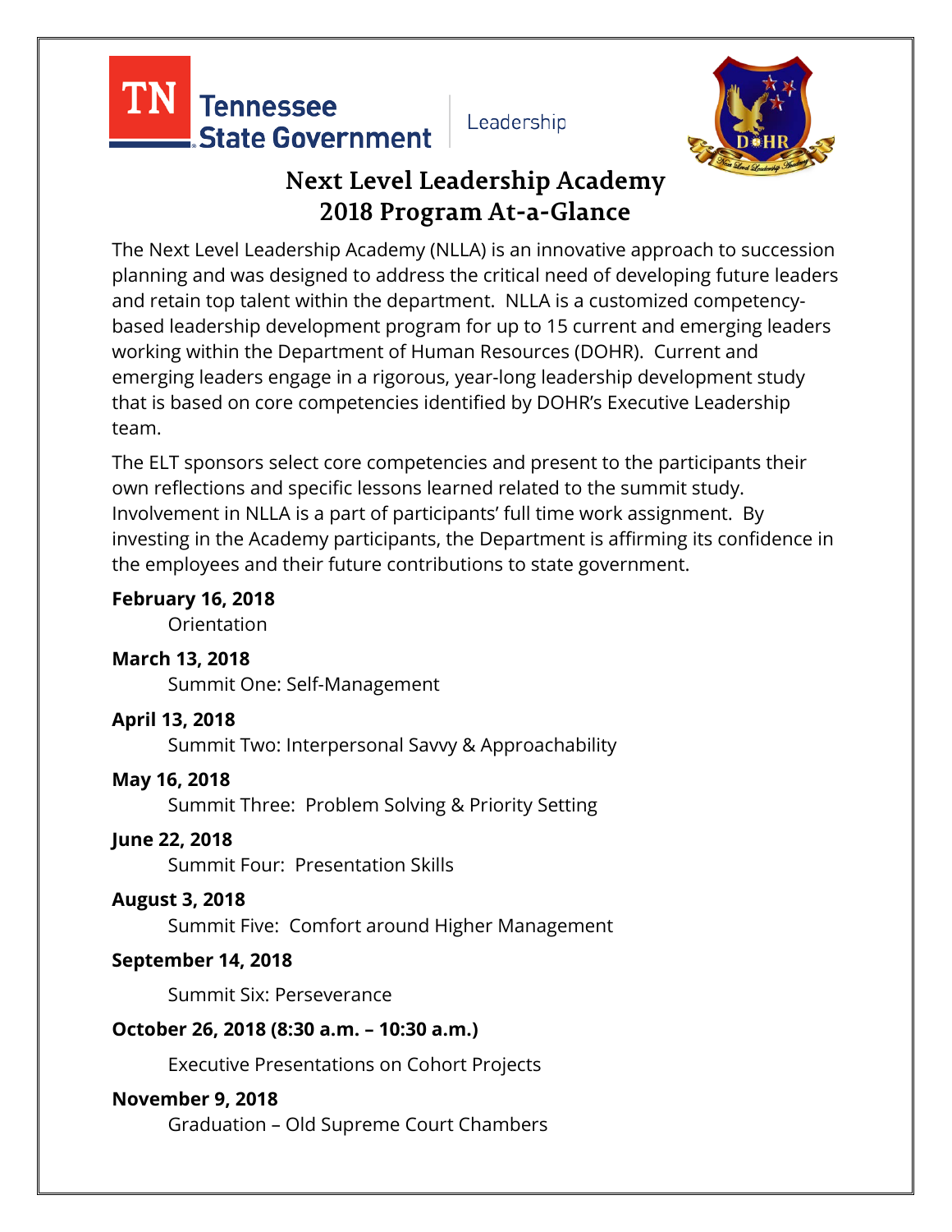Tennessee State Government | Leadership

# Next Level Leadership Academy
# 2018 Program At-a-Glance

The Next Level Leadership Academy (NLLA) is an innovative approach to succession planning and was designed to address the critical need of developing future leaders and retain top talent within the department. NLLA is a customized competency-based leadership development program for up to 15 current and emerging leaders working within the Department of Human Resources (DOHR). Current and emerging leaders engage in a rigorous, year-long leadership development study that is based on core competencies identified by DOHR's Executive Leadership team.

The ELT sponsors select core competencies and present to the participants their own reflections and specific lessons learned related to the summit study. Involvement in NLLA is a part of participants' full time work assignment. By investing in the Academy participants, the Department is affirming its confidence in the employees and their future contributions to state government.

**February 16, 2018**
Orientation

**March 13, 2018**
Summit One: Self-Management

**April 13, 2018**
Summit Two: Interpersonal Savvy & Approachability

**May 16, 2018**
Summit Three: Problem Solving & Priority Setting

**June 22, 2018**
Summit Four: Presentation Skills

**August 3, 2018**
Summit Five: Comfort around Higher Management

**September 14, 2018**
Summit Six: Perseverance

**October 26, 2018 (8:30 a.m. – 10:30 a.m.)**
Executive Presentations on Cohort Projects

**November 9, 2018**
Graduation – Old Supreme Court Chambers